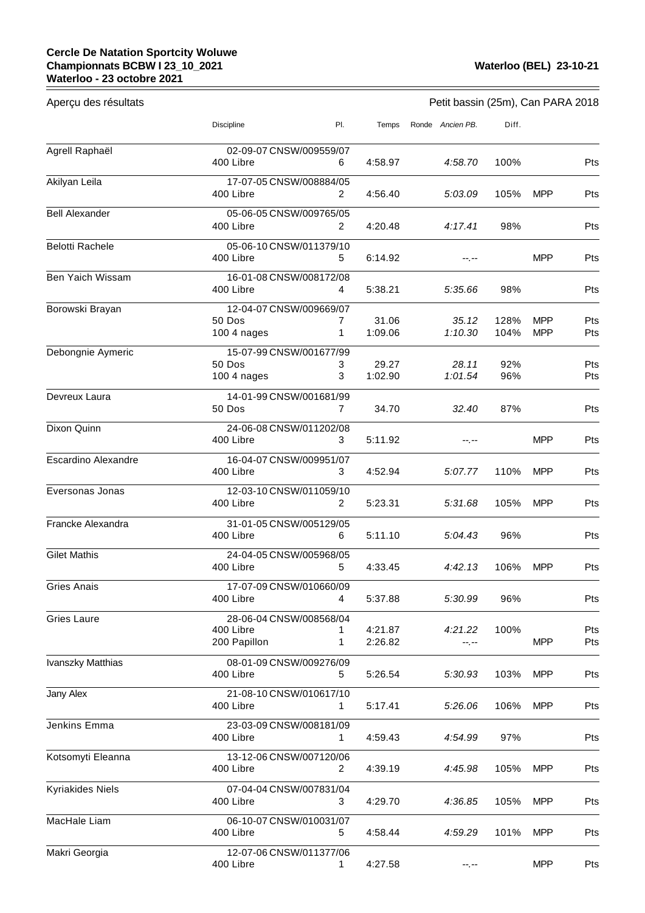**Cercle De Natation Sportcity Woluwe**
**Championnats BCBW I 23_10_2021**
**Waterloo - 23 octobre 2021**

**Waterloo (BEL) 23-10-21**

Aperçu des résultats

Petit bassin (25m), Can PARA 2018

| | Discipline | Pl. | Temps | Ronde | *Ancien PB.* | Diff. | | |
|---|---|---|---|---|---|---|---|---|
| Agrell Raphaël | 02-09-07 CNSW/009559/07 | | | | | | | |
| | 400 Libre | 6 | 4:58.97 | | *4:58.70* | 100% | | Pts |
| Akilyan Leila | 17-07-05 CNSW/008884/05 | | | | | | | |
| | 400 Libre | 2 | 4:56.40 | | *5:03.09* | 105% | MPP | Pts |
| Bell Alexander | 05-06-05 CNSW/009765/05 | | | | | | | |
| | 400 Libre | 2 | 4:20.48 | | *4:17.41* | 98% | | Pts |
| Belotti Rachele | 05-06-10 CNSW/011379/10 | | | | | | | |
| | 400 Libre | 5 | 6:14.92 | | *--.--* | | MPP | Pts |
| Ben Yaich Wissam | 16-01-08 CNSW/008172/08 | | | | | | | |
| | 400 Libre | 4 | 5:38.21 | | *5:35.66* | 98% | | Pts |
| Borowski Brayan | 12-04-07 CNSW/009669/07 | | | | | | | |
| | 50 Dos | 7 | 31.06 | | *35.12* | 128% | MPP | Pts |
| | 100 4 nages | 1 | 1:09.06 | | *1:10.30* | 104% | MPP | Pts |
| Debongnie Aymeric | 15-07-99 CNSW/001677/99 | | | | | | | |
| | 50 Dos | 3 | 29.27 | | *28.11* | 92% | | Pts |
| | 100 4 nages | 3 | 1:02.90 | | *1:01.54* | 96% | | Pts |
| Devreux Laura | 14-01-99 CNSW/001681/99 | | | | | | | |
| | 50 Dos | 7 | 34.70 | | *32.40* | 87% | | Pts |
| Dixon Quinn | 24-06-08 CNSW/011202/08 | | | | | | | |
| | 400 Libre | 3 | 5:11.92 | | *--.--* | | MPP | Pts |
| Escardino Alexandre | 16-04-07 CNSW/009951/07 | | | | | | | |
| | 400 Libre | 3 | 4:52.94 | | *5:07.77* | 110% | MPP | Pts |
| Eversonas Jonas | 12-03-10 CNSW/011059/10 | | | | | | | |
| | 400 Libre | 2 | 5:23.31 | | *5:31.68* | 105% | MPP | Pts |
| Francke Alexandra | 31-01-05 CNSW/005129/05 | | | | | | | |
| | 400 Libre | 6 | 5:11.10 | | *5:04.43* | 96% | | Pts |
| Gilet Mathis | 24-04-05 CNSW/005968/05 | | | | | | | |
| | 400 Libre | 5 | 4:33.45 | | *4:42.13* | 106% | MPP | Pts |
| Gries Anais | 17-07-09 CNSW/010660/09 | | | | | | | |
| | 400 Libre | 4 | 5:37.88 | | *5:30.99* | 96% | | Pts |
| Gries Laure | 28-06-04 CNSW/008568/04 | | | | | | | |
| | 400 Libre | 1 | 4:21.87 | | *4:21.22* | 100% | | Pts |
| | 200 Papillon | 1 | 2:26.82 | | *--.--* | | MPP | Pts |
| Ivanszky Matthias | 08-01-09 CNSW/009276/09 | | | | | | | |
| | 400 Libre | 5 | 5:26.54 | | *5:30.93* | 103% | MPP | Pts |
| Jany Alex | 21-08-10 CNSW/010617/10 | | | | | | | |
| | 400 Libre | 1 | 5:17.41 | | *5:26.06* | 106% | MPP | Pts |
| Jenkins Emma | 23-03-09 CNSW/008181/09 | | | | | | | |
| | 400 Libre | 1 | 4:59.43 | | *4:54.99* | 97% | | Pts |
| Kotsomyti Eleanna | 13-12-06 CNSW/007120/06 | | | | | | | |
| | 400 Libre | 2 | 4:39.19 | | *4:45.98* | 105% | MPP | Pts |
| Kyriakides Niels | 07-04-04 CNSW/007831/04 | | | | | | | |
| | 400 Libre | 3 | 4:29.70 | | *4:36.85* | 105% | MPP | Pts |
| MacHale Liam | 06-10-07 CNSW/010031/07 | | | | | | | |
| | 400 Libre | 5 | 4:58.44 | | *4:59.29* | 101% | MPP | Pts |
| Makri Georgia | 12-07-06 CNSW/011377/06 | | | | | | | |
| | 400 Libre | 1 | 4:27.58 | | *--.--* | | MPP | Pts |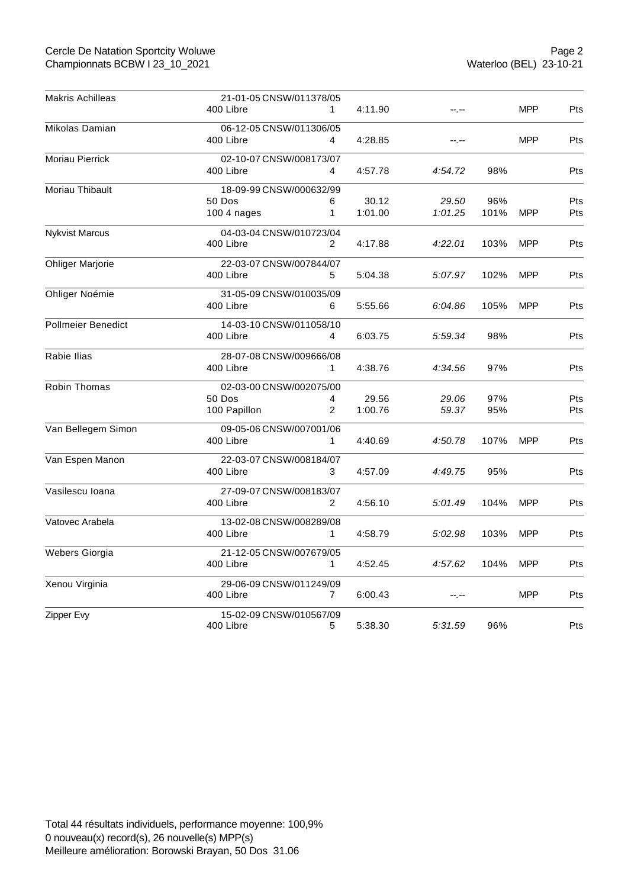| | | | | | | | |
|---|---|---|---|---|---|---|---|
| Makris Achilleas | 21-01-05 CNSW/011378/05 | | | | | | |
| | 400 Libre | 1 | 4:11.90 | --.-- | | MPP | Pts |
| Mikolas Damian | 06-12-05 CNSW/011306/05 | | | | | | |
| | 400 Libre | 4 | 4:28.85 | --.-- | | MPP | Pts |
| Moriau Pierrick | 02-10-07 CNSW/008173/07 | | | | | | |
| | 400 Libre | 4 | 4:57.78 | *4:54.72* | 98% | | Pts |
| Moriau Thibault | 18-09-99 CNSW/000632/99 | | | | | | |
| | 50 Dos | 6 | 30.12 | *29.50* | 96% | | Pts |
| | 100 4 nages | 1 | 1:01.00 | *1:01.25* | 101% | MPP | Pts |
| Nykvist Marcus | 04-03-04 CNSW/010723/04 | | | | | | |
| | 400 Libre | 2 | 4:17.88 | *4:22.01* | 103% | MPP | Pts |
| Ohliger Marjorie | 22-03-07 CNSW/007844/07 | | | | | | |
| | 400 Libre | 5 | 5:04.38 | *5:07.97* | 102% | MPP | Pts |
| Ohliger Noémie | 31-05-09 CNSW/010035/09 | | | | | | |
| | 400 Libre | 6 | 5:55.66 | *6:04.86* | 105% | MPP | Pts |
| Pollmeier Benedict | 14-03-10 CNSW/011058/10 | | | | | | |
| | 400 Libre | 4 | 6:03.75 | *5:59.34* | 98% | | Pts |
| Rabie Ilias | 28-07-08 CNSW/009666/08 | | | | | | |
| | 400 Libre | 1 | 4:38.76 | *4:34.56* | 97% | | Pts |
| Robin Thomas | 02-03-00 CNSW/002075/00 | | | | | | |
| | 50 Dos | 4 | 29.56 | *29.06* | 97% | | Pts |
| | 100 Papillon | 2 | 1:00.76 | *59.37* | 95% | | Pts |
| Van Bellegem Simon | 09-05-06 CNSW/007001/06 | | | | | | |
| | 400 Libre | 1 | 4:40.69 | *4:50.78* | 107% | MPP | Pts |
| Van Espen Manon | 22-03-07 CNSW/008184/07 | | | | | | |
| | 400 Libre | 3 | 4:57.09 | *4:49.75* | 95% | | Pts |
| Vasilescu Ioana | 27-09-07 CNSW/008183/07 | | | | | | |
| | 400 Libre | 2 | 4:56.10 | *5:01.49* | 104% | MPP | Pts |
| Vatovec Arabela | 13-02-08 CNSW/008289/08 | | | | | | |
| | 400 Libre | 1 | 4:58.79 | *5:02.98* | 103% | MPP | Pts |
| Webers Giorgia | 21-12-05 CNSW/007679/05 | | | | | | |
| | 400 Libre | 1 | 4:52.45 | *4:57.62* | 104% | MPP | Pts |
| Xenou Virginia | 29-06-09 CNSW/011249/09 | | | | | | |
| | 400 Libre | 7 | 6:00.43 | --.-- | | MPP | Pts |
| Zipper Evy | 15-02-09 CNSW/010567/09 | | | | | | |
| | 400 Libre | 5 | 5:38.30 | *5:31.59* | 96% | | Pts |

Total 44 résultats individuels, performance moyenne: 100,9%
0 nouveau(x) record(s), 26 nouvelle(s) MPP(s)
Meilleure amélioration: Borowski Brayan, 50 Dos 31.06